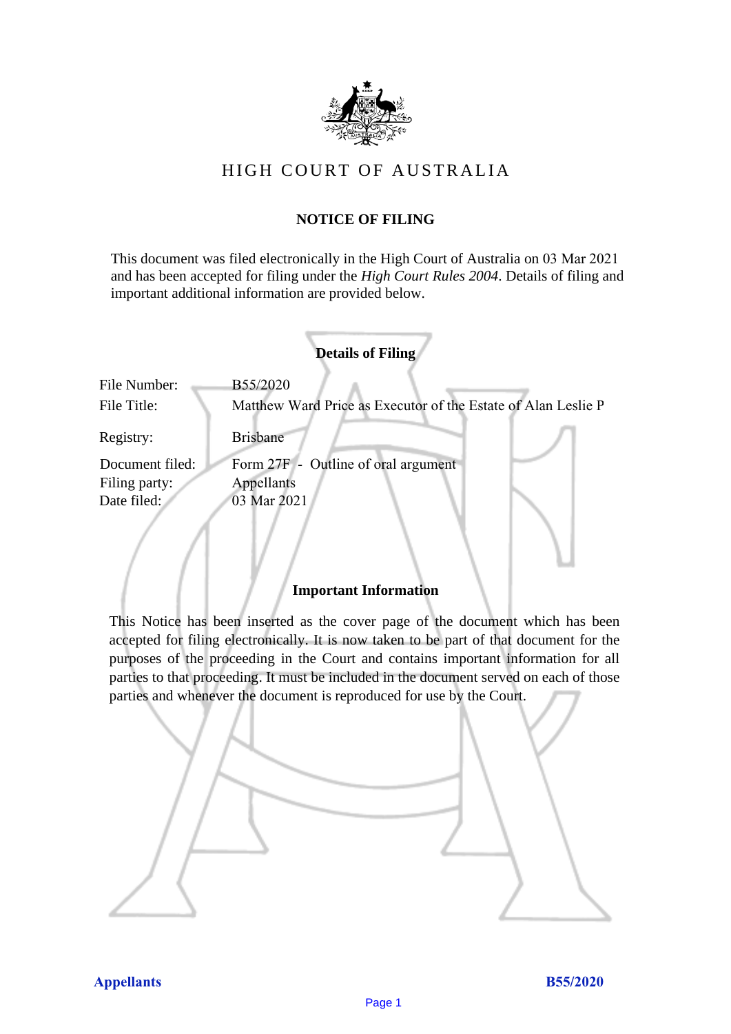# HIGH COURT OF AUSTRALIA

## NOTICE OF FILING

This document was filed electronically in the High Court of Australia on 03 Mar 2021 and has been accepted for filing under the *High Court Rules 2004*. Details of filing and important additional information are provided below.

### Details of Filing

| | |
|---|---|
| File Number: | B55/2020 |
| File Title: | Matthew Ward Price as Executor of the Estate of Alan Leslie P |
| Registry: | Brisbane |
| Document filed: | Form 27F - Outline of oral argument |
| Filing party: | Appellants |
| Date filed: | 03 Mar 2021 |

### Important Information

This Notice has been inserted as the cover page of the document which has been accepted for filing electronically. It is now taken to be part of that document for the purposes of the proceeding in the Court and contains important information for all parties to that proceeding. It must be included in the document served on each of those parties and whenever the document is reproduced for use by the Court.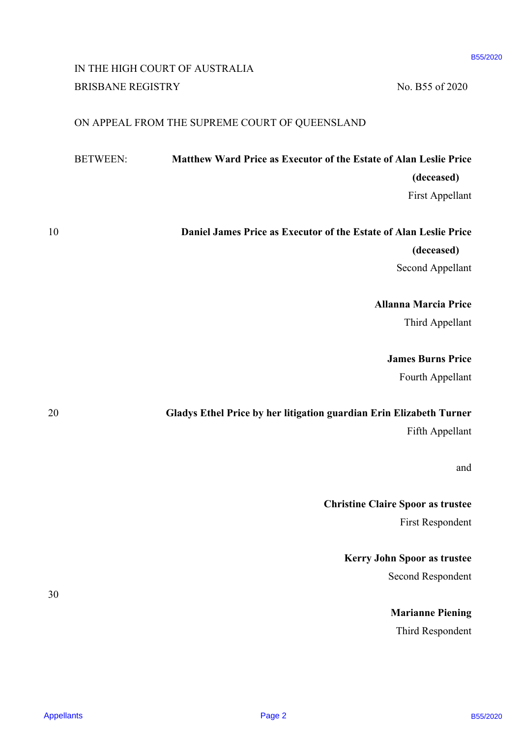IN THE HIGH COURT OF AUSTRALIA
BRISBANE REGISTRY

No. B55 of 2020

ON APPEAL FROM THE SUPREME COURT OF QUEENSLAND

BETWEEN:

**Matthew Ward Price as Executor of the Estate of Alan Leslie Price (deceased)**
First Appellant

**Daniel James Price as Executor of the Estate of Alan Leslie Price (deceased)**
Second Appellant

**Allanna Marcia Price**
Third Appellant

**James Burns Price**
Fourth Appellant

**Gladys Ethel Price by her litigation guardian Erin Elizabeth Turner**
Fifth Appellant

and

**Christine Claire Spoor as trustee**
First Respondent

**Kerry John Spoor as trustee**
Second Respondent

**Marianne Piening**
Third Respondent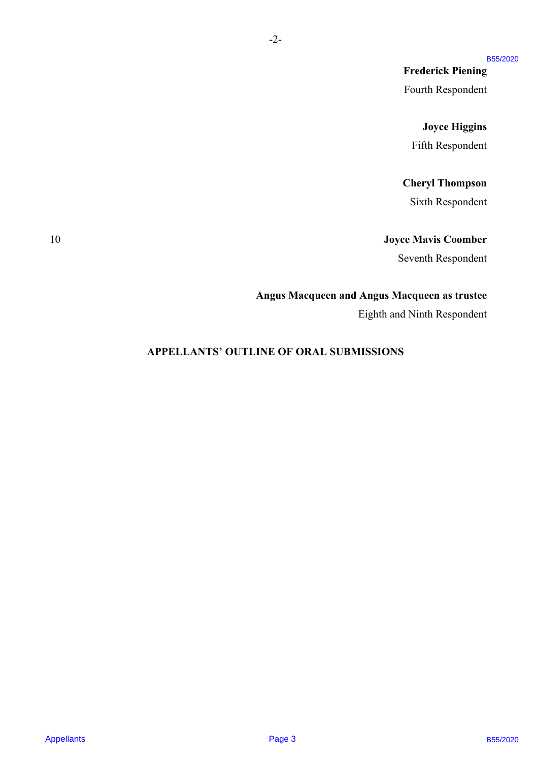**Frederick Piening**

Fourth Respondent

**Joyce Higgins**

Fifth Respondent

**Cheryl Thompson**

Sixth Respondent

**Joyce Mavis Coomber**

Seventh Respondent

**Angus Macqueen and Angus Macqueen as trustee**

Eighth and Ninth Respondent

## APPELLANTS' OUTLINE OF ORAL SUBMISSIONS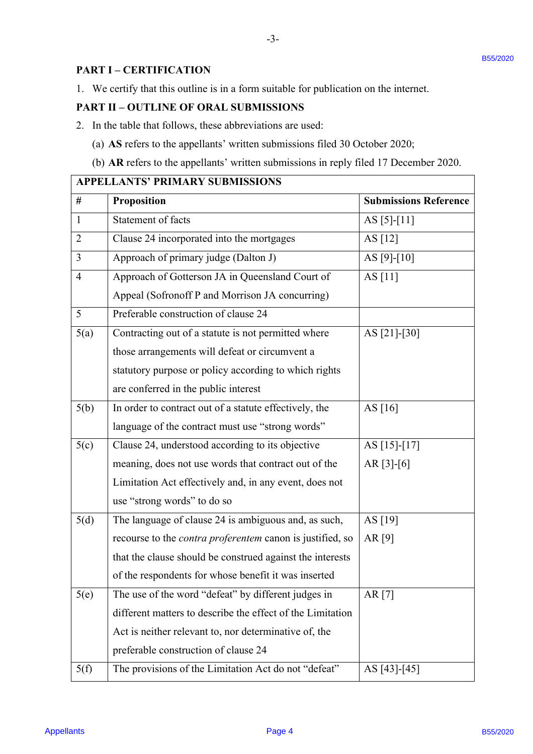## PART I – CERTIFICATION

1. We certify that this outline is in a form suitable for publication on the internet.

## PART II – OUTLINE OF ORAL SUBMISSIONS

2. In the table that follows, these abbreviations are used:

   (a) **AS** refers to the appellants' written submissions filed 30 October 2020;

   (b) **AR** refers to the appellants' written submissions in reply filed 17 December 2020.

| **APPELLANTS' PRIMARY SUBMISSIONS** | | |
|---|---|---|
| **#** | **Proposition** | **Submissions Reference** |
| 1 | Statement of facts | AS [5]-[11] |
| 2 | Clause 24 incorporated into the mortgages | AS [12] |
| 3 | Approach of primary judge (Dalton J) | AS [9]-[10] |
| 4 | Approach of Gotterson JA in Queensland Court of Appeal (Sofronoff P and Morrison JA concurring) | AS [11] |
| 5 | Preferable construction of clause 24 | |
| 5(a) | Contracting out of a statute is not permitted where those arrangements will defeat or circumvent a statutory purpose or policy according to which rights are conferred in the public interest | AS [21]-[30] |
| 5(b) | In order to contract out of a statute effectively, the language of the contract must use "strong words" | AS [16] |
| 5(c) | Clause 24, understood according to its objective meaning, does not use words that contract out of the Limitation Act effectively and, in any event, does not use "strong words" to do so | AS [15]-[17]<br>AR [3]-[6] |
| 5(d) | The language of clause 24 is ambiguous and, as such, recourse to the *contra proferentem* canon is justified, so that the clause should be construed against the interests of the respondents for whose benefit it was inserted | AS [19]<br>AR [9] |
| 5(e) | The use of the word "defeat" by different judges in different matters to describe the effect of the Limitation Act is neither relevant to, nor determinative of, the preferable construction of clause 24 | AR [7] |
| 5(f) | The provisions of the Limitation Act do not "defeat" | AS [43]-[45] |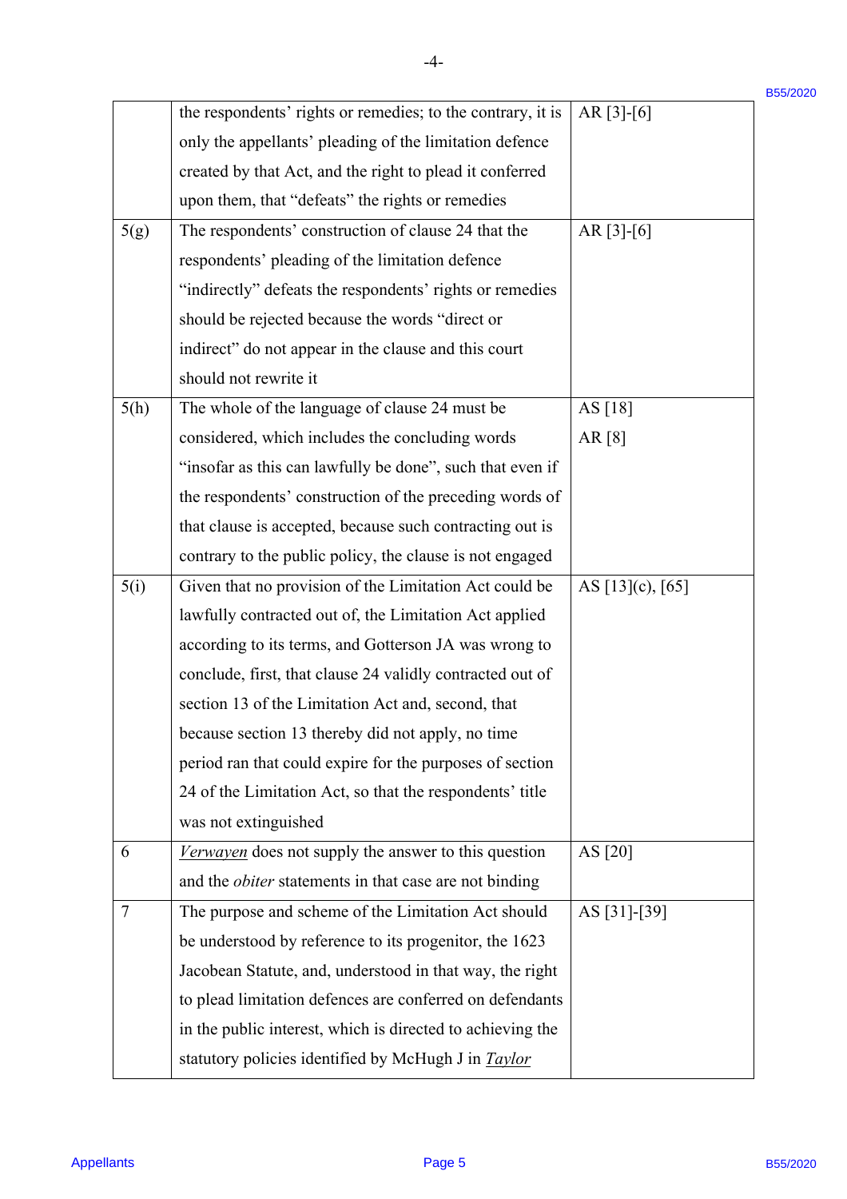| | | |
|---|---|---|
| | the respondents' rights or remedies; to the contrary, it is only the appellants' pleading of the limitation defence created by that Act, and the right to plead it conferred upon them, that "defeats" the rights or remedies | AR [3]-[6] |
| 5(g) | The respondents' construction of clause 24 that the respondents' pleading of the limitation defence "indirectly" defeats the respondents' rights or remedies should be rejected because the words "direct or indirect" do not appear in the clause and this court should not rewrite it | AR [3]-[6] |
| 5(h) | The whole of the language of clause 24 must be considered, which includes the concluding words "insofar as this can lawfully be done", such that even if the respondents' construction of the preceding words of that clause is accepted, because such contracting out is contrary to the public policy, the clause is not engaged | AS [18] AR [8] |
| 5(i) | Given that no provision of the Limitation Act could be lawfully contracted out of, the Limitation Act applied according to its terms, and Gotterson JA was wrong to conclude, first, that clause 24 validly contracted out of section 13 of the Limitation Act and, second, that because section 13 thereby did not apply, no time period ran that could expire for the purposes of section 24 of the Limitation Act, so that the respondents' title was not extinguished | AS [13](c), [65] |
| 6 | *Verwayen* does not supply the answer to this question and the *obiter* statements in that case are not binding | AS [20] |
| 7 | The purpose and scheme of the Limitation Act should be understood by reference to its progenitor, the 1623 Jacobean Statute, and, understood in that way, the right to plead limitation defences are conferred on defendants in the public interest, which is directed to achieving the statutory policies identified by McHugh J in *Taylor* | AS [31]-[39] |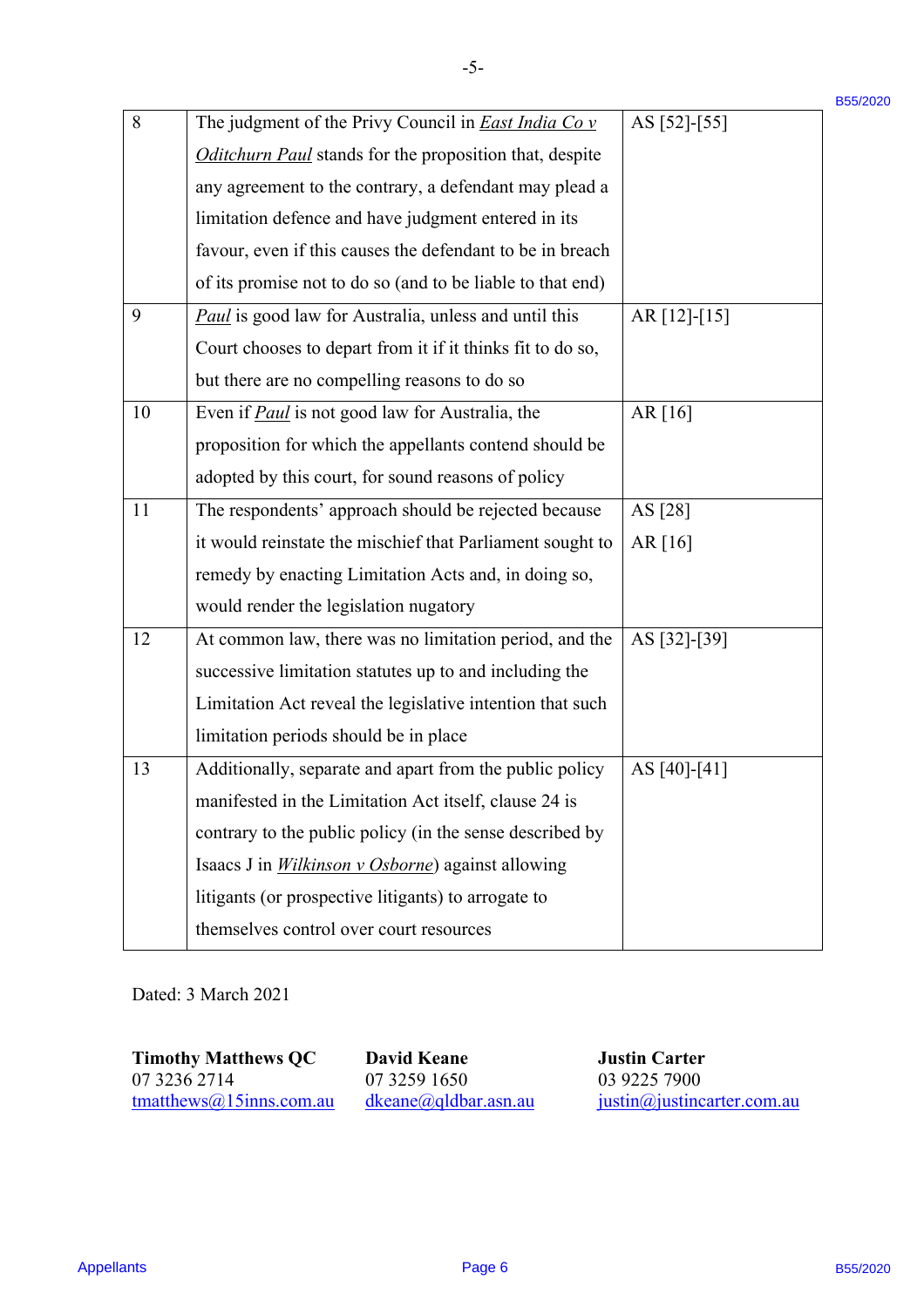| | | |
|---|---|---|
| 8 | The judgment of the Privy Council in *East India Co v Oditchurn Paul* stands for the proposition that, despite any agreement to the contrary, a defendant may plead a limitation defence and have judgment entered in its favour, even if this causes the defendant to be in breach of its promise not to do so (and to be liable to that end) | AS [52]-[55] |
| 9 | *Paul* is good law for Australia, unless and until this Court chooses to depart from it if it thinks fit to do so, but there are no compelling reasons to do so | AR [12]-[15] |
| 10 | Even if *Paul* is not good law for Australia, the proposition for which the appellants contend should be adopted by this court, for sound reasons of policy | AR [16] |
| 11 | The respondents' approach should be rejected because it would reinstate the mischief that Parliament sought to remedy by enacting Limitation Acts and, in doing so, would render the legislation nugatory | AS [28]<br>AR [16] |
| 12 | At common law, there was no limitation period, and the successive limitation statutes up to and including the Limitation Act reveal the legislative intention that such limitation periods should be in place | AS [32]-[39] |
| 13 | Additionally, separate and apart from the public policy manifested in the Limitation Act itself, clause 24 is contrary to the public policy (in the sense described by Isaacs J in *Wilkinson v Osborne*) against allowing litigants (or prospective litigants) to arrogate to themselves control over court resources | AS [40]-[41] |

Dated: 3 March 2021

| **Timothy Matthews QC** | **David Keane** | **Justin Carter** |
|---|---|---|
| 07 3236 2714 | 07 3259 1650 | 03 9225 7900 |
| tmatthews@15inns.com.au | dkeane@qldbar.asn.au | justin@justincarter.com.au |